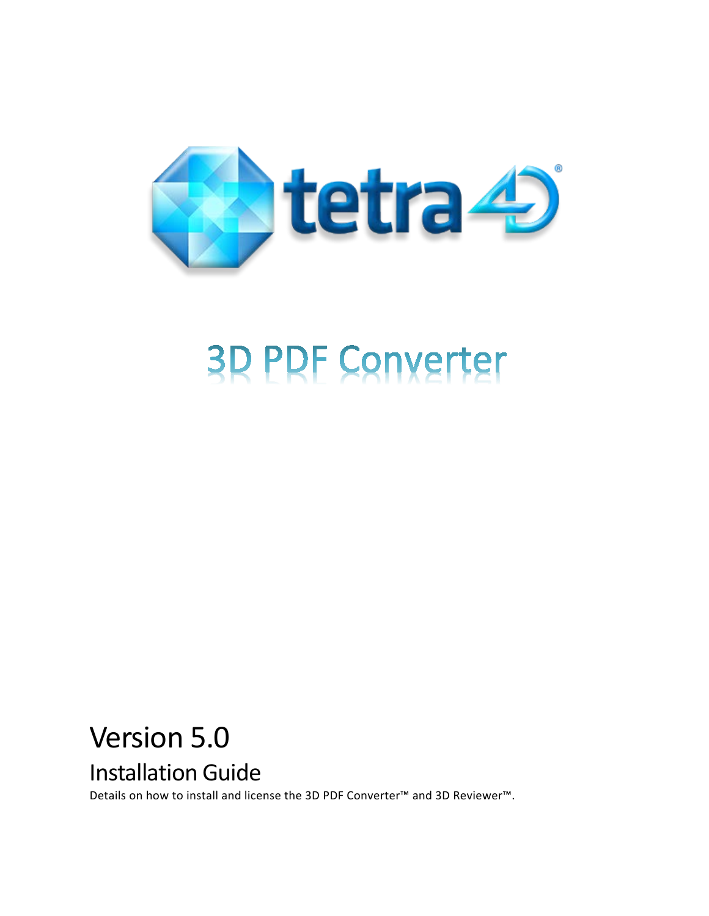tetra4D®

# 3D PDF Converter

## Version 5.0

### Installation Guide

Details on how to install and license the 3D PDF Converter™ and 3D Reviewer™.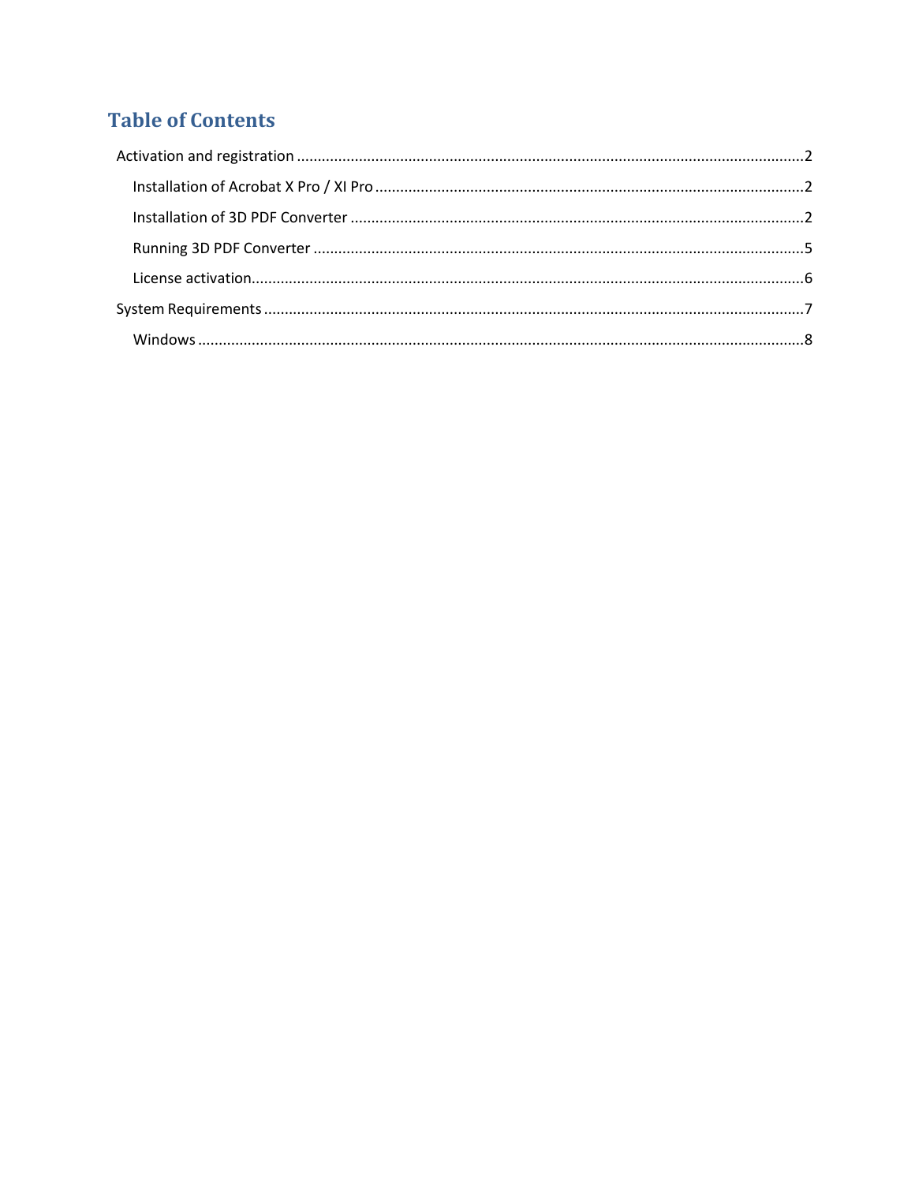# Table of Contents

- Activation and registration ........................................ 2
  - Installation of Acrobat X Pro / XI Pro ........................................ 2
  - Installation of 3D PDF Converter ........................................ 2
  - Running 3D PDF Converter ........................................ 5
  - License activation ........................................ 6
- System Requirements ........................................ 7
  - Windows ........................................ 8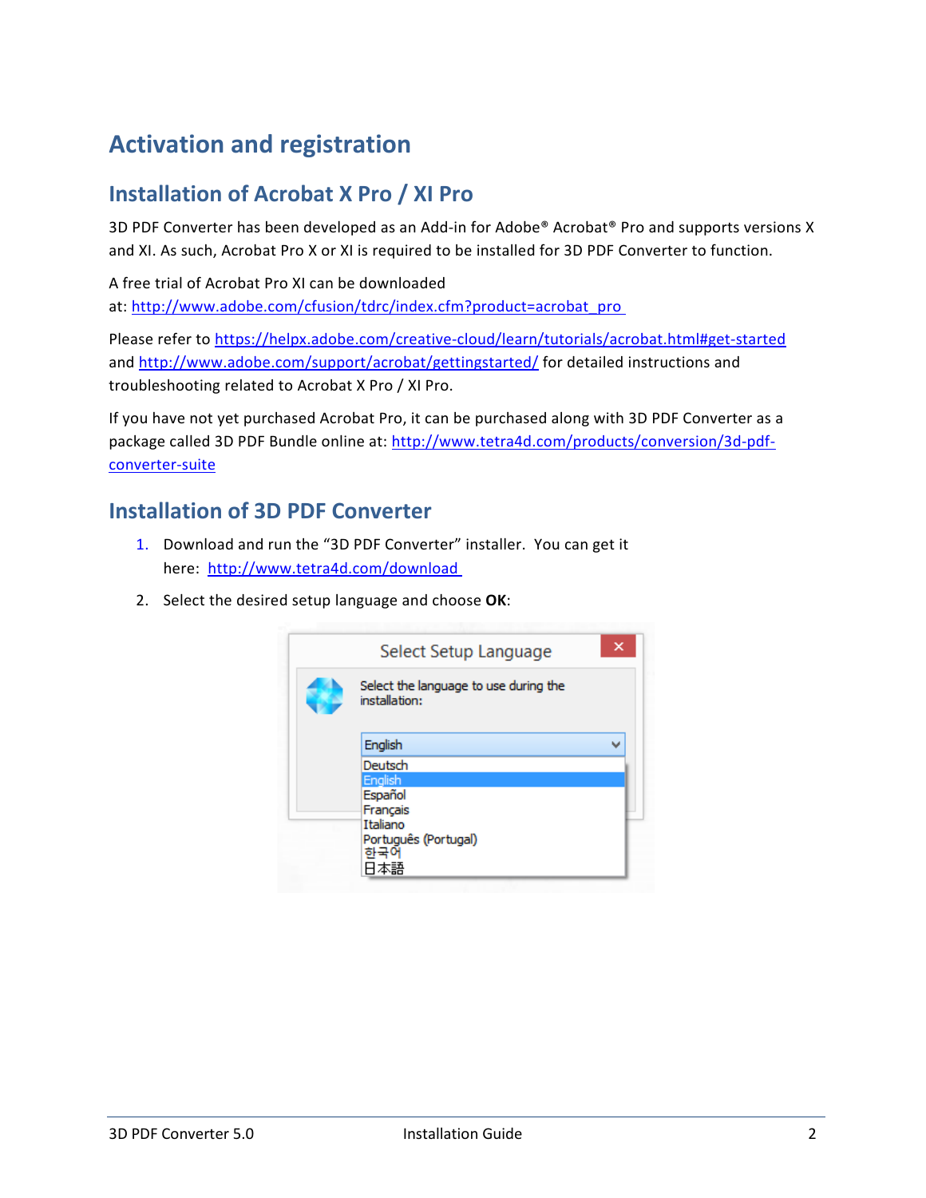# Activation and registration

## Installation of Acrobat X Pro / XI Pro

3D PDF Converter has been developed as an Add-in for Adobe® Acrobat® Pro and supports versions X and XI. As such, Acrobat Pro X or XI is required to be installed for 3D PDF Converter to function.

A free trial of Acrobat Pro XI can be downloaded at: http://www.adobe.com/cfusion/tdrc/index.cfm?product=acrobat_pro

Please refer to https://helpx.adobe.com/creative-cloud/learn/tutorials/acrobat.html#get-started and http://www.adobe.com/support/acrobat/gettingstarted/ for detailed instructions and troubleshooting related to Acrobat X Pro / XI Pro.

If you have not yet purchased Acrobat Pro, it can be purchased along with 3D PDF Converter as a package called 3D PDF Bundle online at: http://www.tetra4d.com/products/conversion/3d-pdf-converter-suite

## Installation of 3D PDF Converter

1. Download and run the "3D PDF Converter" installer. You can get it here: http://www.tetra4d.com/download
2. Select the desired setup language and choose **OK**: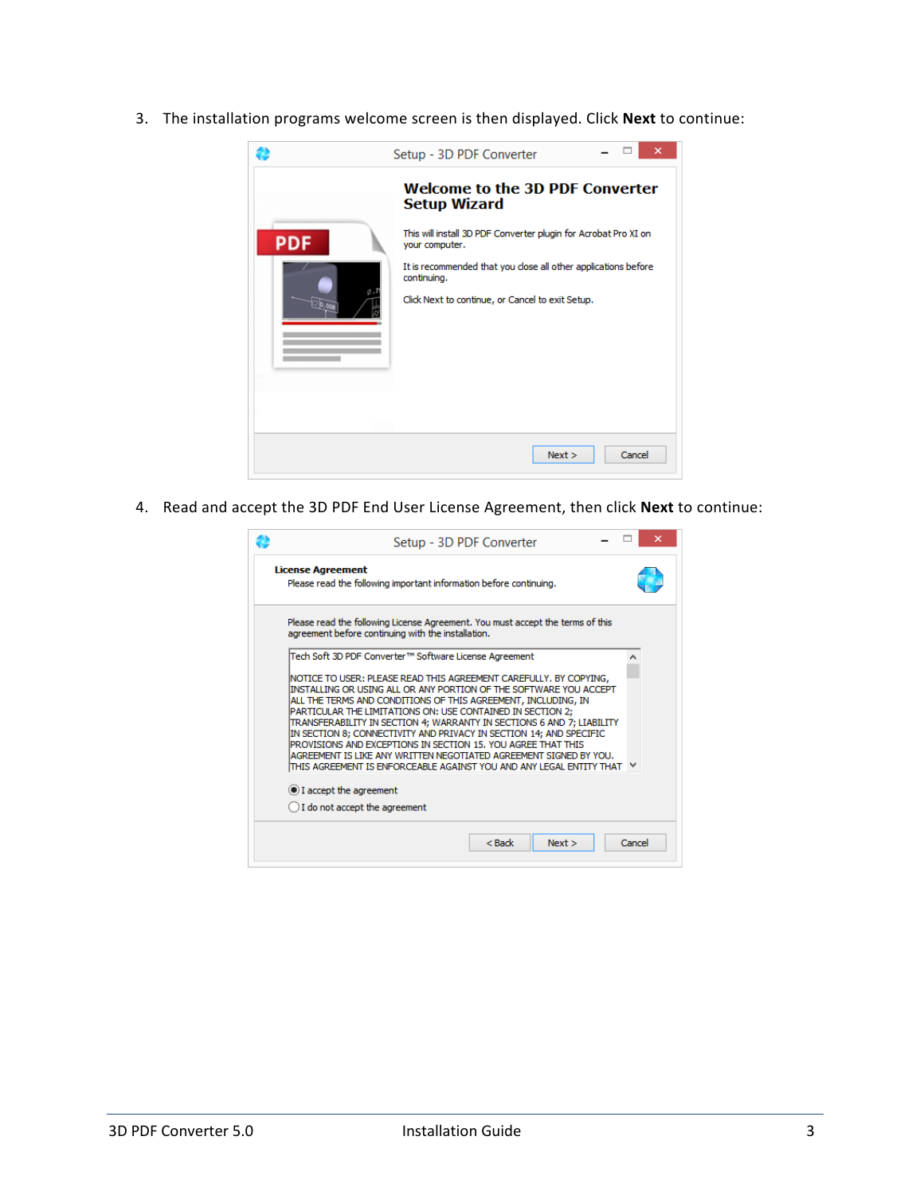3. The installation programs welcome screen is then displayed. Click **Next** to continue:

4. Read and accept the 3D PDF End User License Agreement, then click **Next** to continue: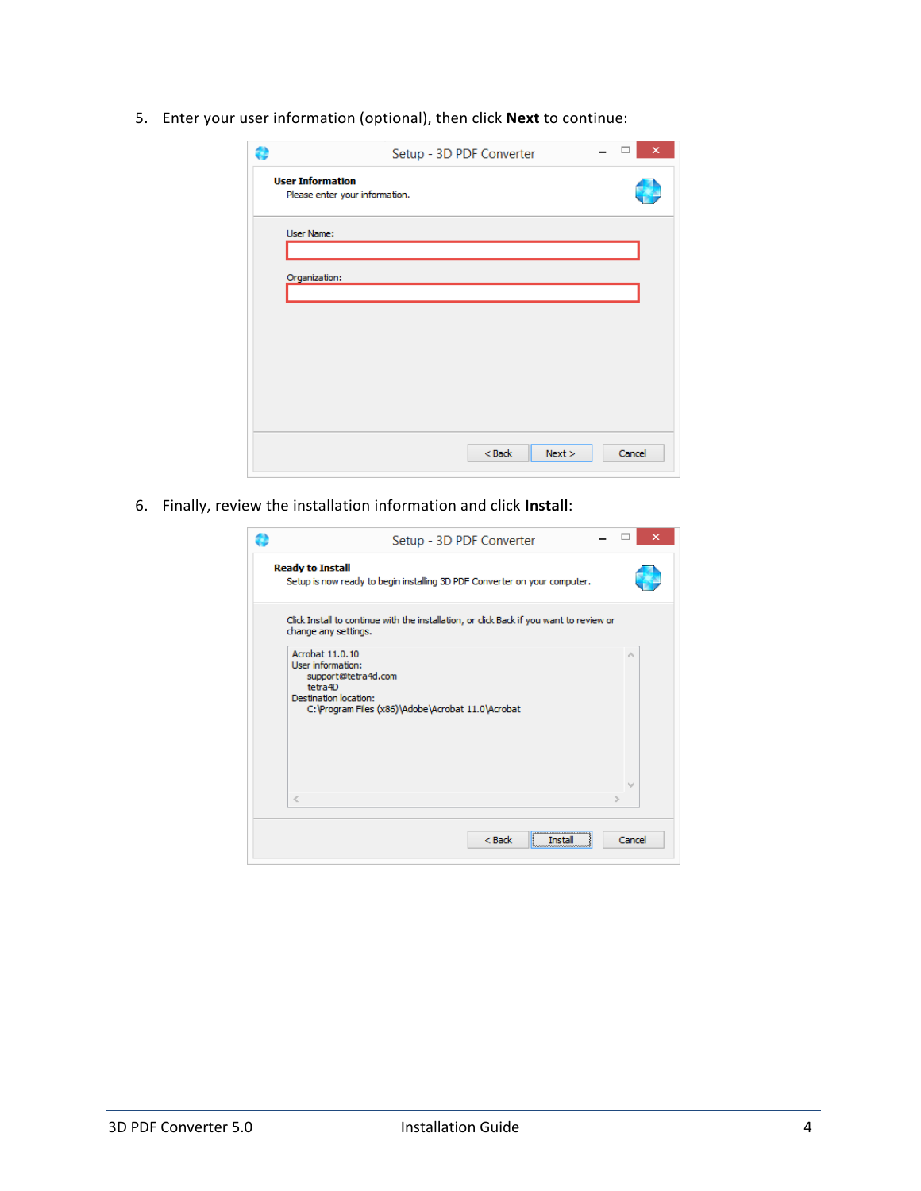5. Enter your user information (optional), then click **Next** to continue:

6. Finally, review the installation information and click **Install**: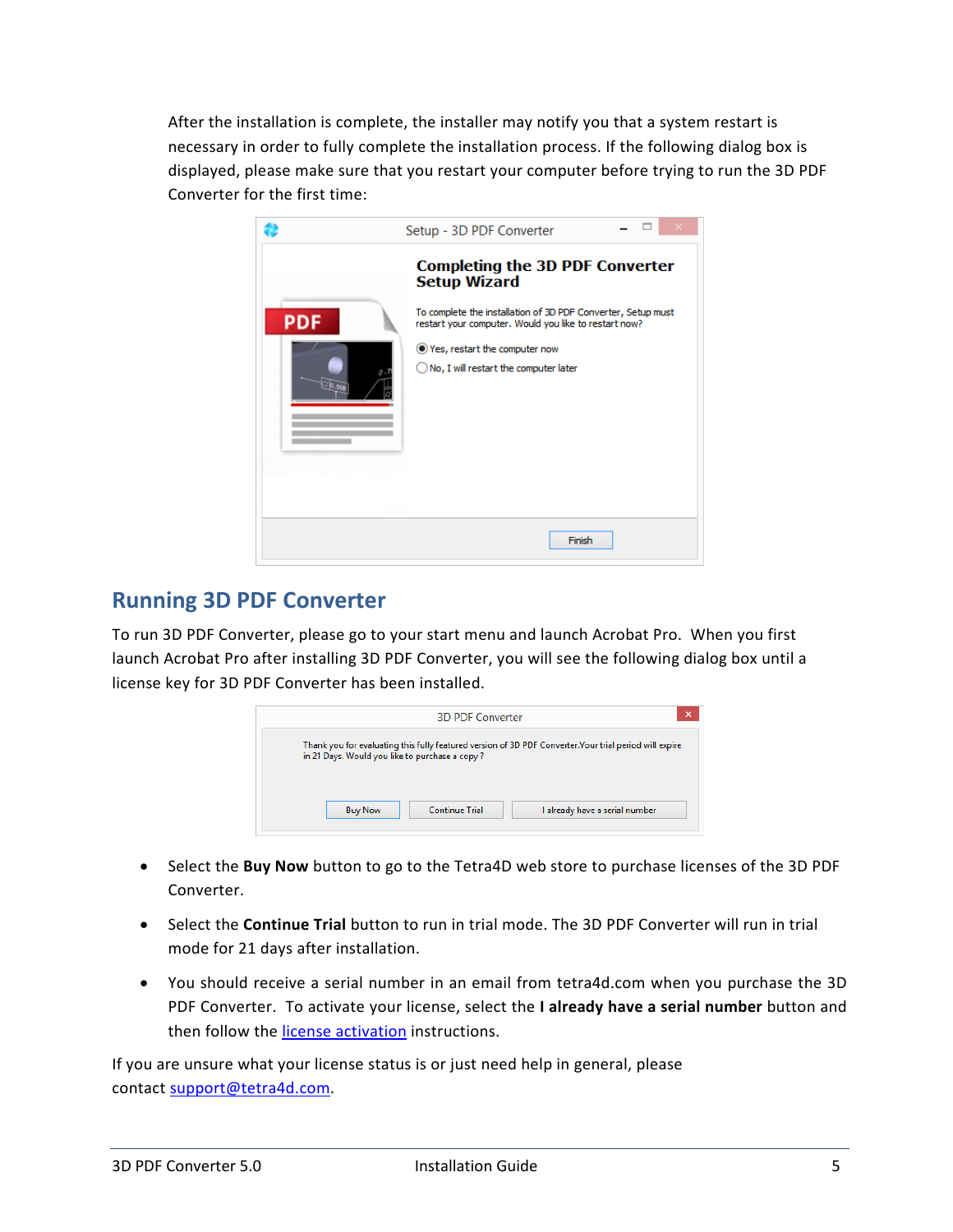After the installation is complete, the installer may notify you that a system restart is necessary in order to fully complete the installation process. If the following dialog box is displayed, please make sure that you restart your computer before trying to run the 3D PDF Converter for the first time:

## Running 3D PDF Converter

To run 3D PDF Converter, please go to your start menu and launch Acrobat Pro. When you first launch Acrobat Pro after installing 3D PDF Converter, you will see the following dialog box until a license key for 3D PDF Converter has been installed.

- Select the **Buy Now** button to go to the Tetra4D web store to purchase licenses of the 3D PDF Converter.
- Select the **Continue Trial** button to run in trial mode. The 3D PDF Converter will run in trial mode for 21 days after installation.
- You should receive a serial number in an email from tetra4d.com when you purchase the 3D PDF Converter. To activate your license, select the **I already have a serial number** button and then follow the license activation instructions.

If you are unsure what your license status is or just need help in general, please contact support@tetra4d.com.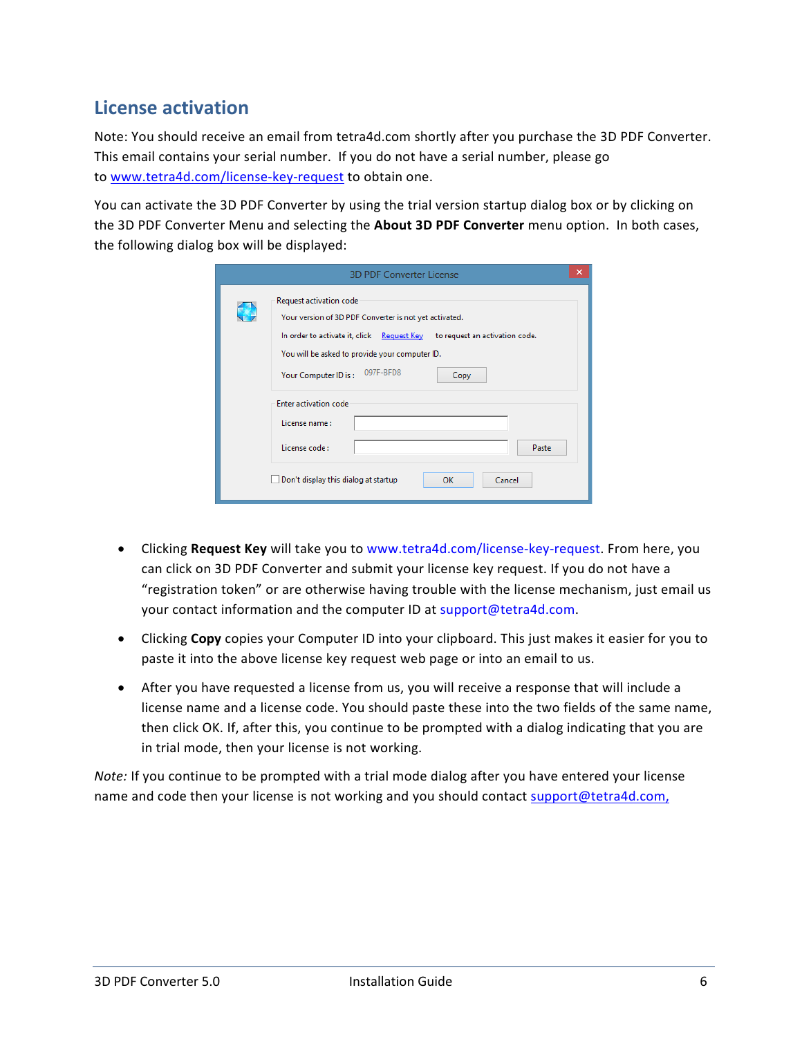## License activation

Note: You should receive an email from tetra4d.com shortly after you purchase the 3D PDF Converter. This email contains your serial number. If you do not have a serial number, please go to [www.tetra4d.com/license-key-request](http://www.tetra4d.com/license-key-request) to obtain one.

You can activate the 3D PDF Converter by using the trial version startup dialog box or by clicking on the 3D PDF Converter Menu and selecting the **About 3D PDF Converter** menu option. In both cases, the following dialog box will be displayed:

- Clicking **Request Key** will take you to www.tetra4d.com/license-key-request. From here, you can click on 3D PDF Converter and submit your license key request. If you do not have a "registration token" or are otherwise having trouble with the license mechanism, just email us your contact information and the computer ID at support@tetra4d.com.
- Clicking **Copy** copies your Computer ID into your clipboard. This just makes it easier for you to paste it into the above license key request web page or into an email to us.
- After you have requested a license from us, you will receive a response that will include a license name and a license code. You should paste these into the two fields of the same name, then click OK. If, after this, you continue to be prompted with a dialog indicating that you are in trial mode, then your license is not working.

*Note:* If you continue to be prompted with a trial mode dialog after you have entered your license name and code then your license is not working and you should contact support@tetra4d.com,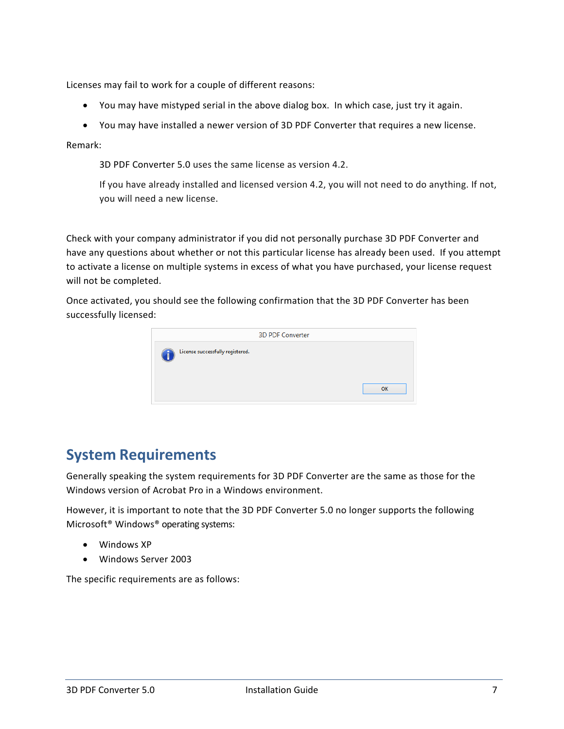Licenses may fail to work for a couple of different reasons:

- You may have mistyped serial in the above dialog box.  In which case, just try it again.
- You may have installed a newer version of 3D PDF Converter that requires a new license.

Remark:

> 3D PDF Converter 5.0 uses the same license as version 4.2.
>
> If you have already installed and licensed version 4.2, you will not need to do anything. If not, you will need a new license.

Check with your company administrator if you did not personally purchase 3D PDF Converter and have any questions about whether or not this particular license has already been used.  If you attempt to activate a license on multiple systems in excess of what you have purchased, your license request will not be completed.

Once activated, you should see the following confirmation that the 3D PDF Converter has been successfully licensed:

3D PDF Converter

License successfully registered.

OK

## System Requirements

Generally speaking the system requirements for 3D PDF Converter are the same as those for the Windows version of Acrobat Pro in a Windows environment.

However, it is important to note that the 3D PDF Converter 5.0 no longer supports the following Microsoft® Windows® operating systems:

- Windows XP
- Windows Server 2003

The specific requirements are as follows: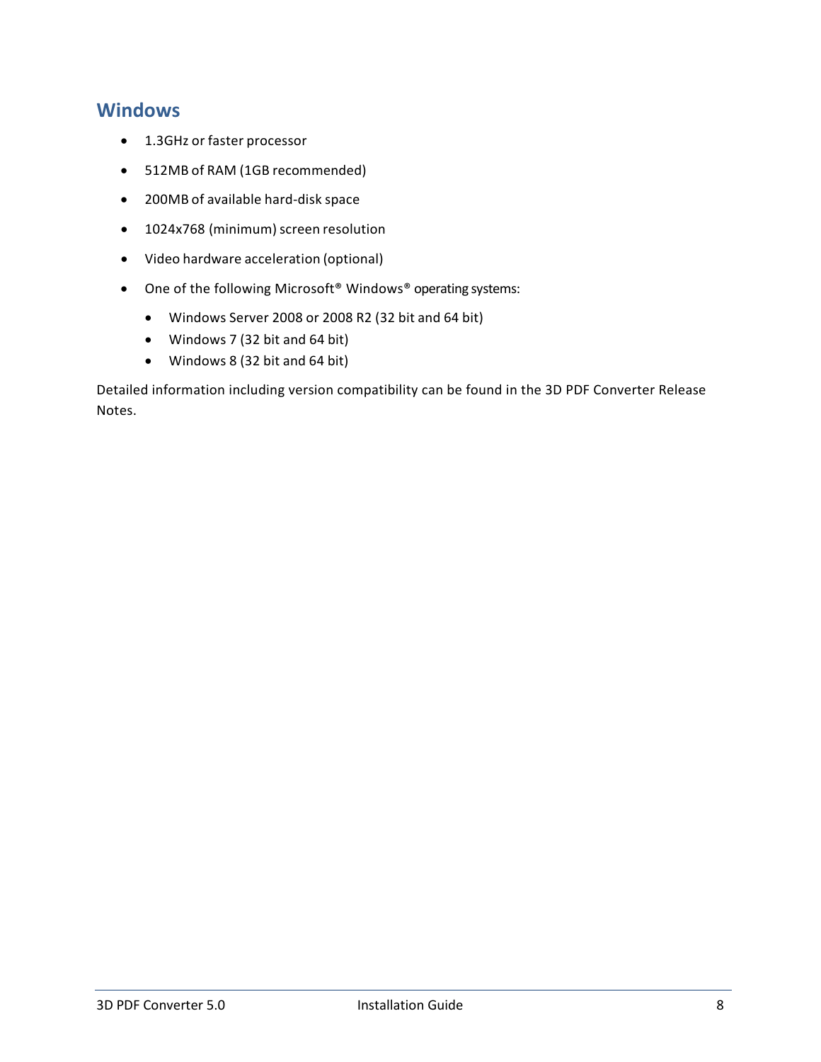## Windows

- 1.3GHz or faster processor
- 512MB of RAM (1GB recommended)
- 200MB of available hard-disk space
- 1024x768 (minimum) screen resolution
- Video hardware acceleration (optional)
- One of the following Microsoft® Windows® operating systems:
  - Windows Server 2008 or 2008 R2 (32 bit and 64 bit)
  - Windows 7 (32 bit and 64 bit)
  - Windows 8 (32 bit and 64 bit)

Detailed information including version compatibility can be found in the 3D PDF Converter Release Notes.